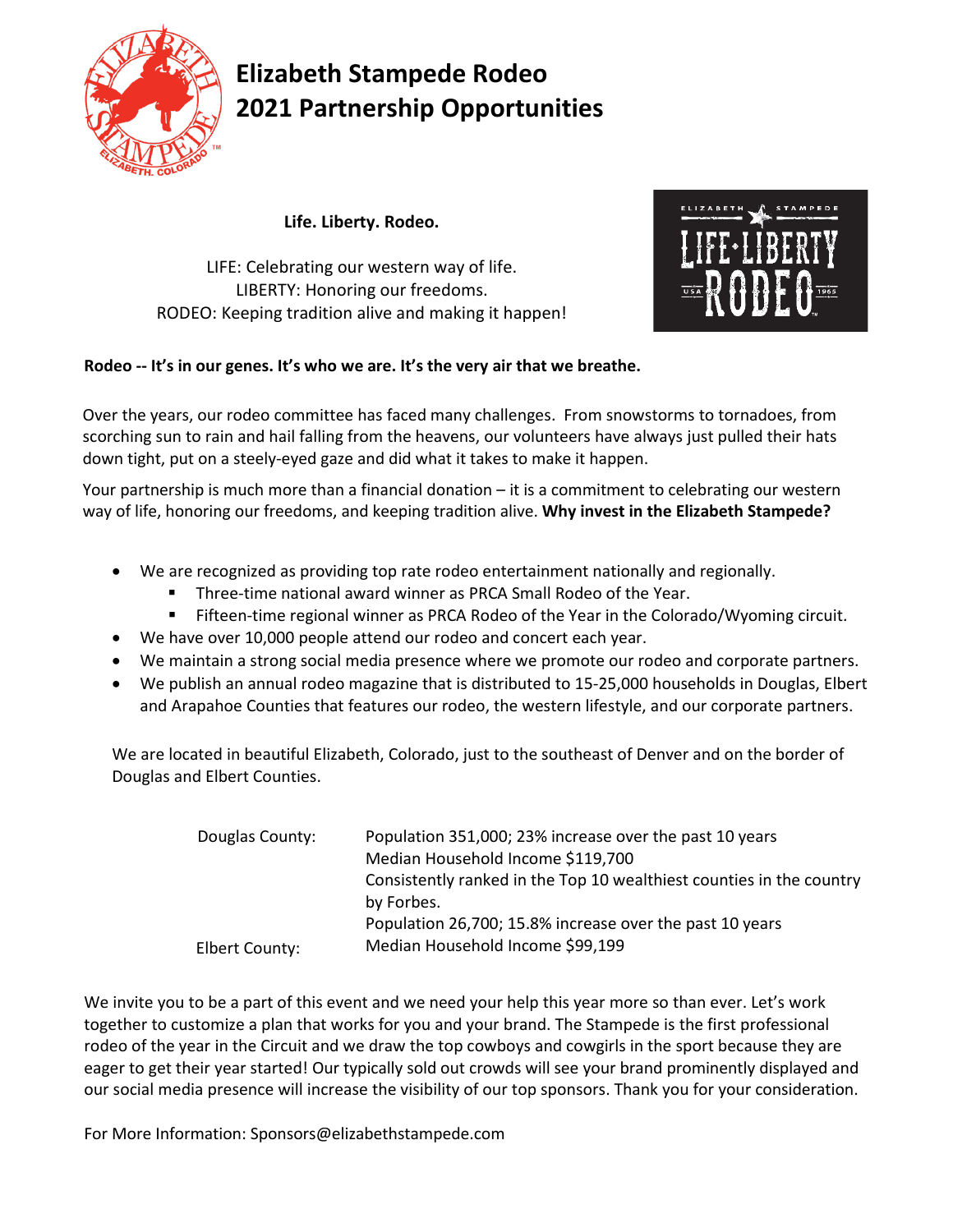# Elizabeth Stampede Rodeo 2021 Partnership Opportunities

**Life. Liberty. Rodeo.**

LIFE: Celebrating our western way of life.
LIBERTY: Honoring our freedoms.
RODEO: Keeping tradition alive and making it happen!

**Rodeo -- It's in our genes. It's who we are. It's the very air that we breathe.**

Over the years, our rodeo committee has faced many challenges. From snowstorms to tornadoes, from scorching sun to rain and hail falling from the heavens, our volunteers have always just pulled their hats down tight, put on a steely-eyed gaze and did what it takes to make it happen.

Your partnership is much more than a financial donation – it is a commitment to celebrating our western way of life, honoring our freedoms, and keeping tradition alive. **Why invest in the Elizabeth Stampede?**

- We are recognized as providing top rate rodeo entertainment nationally and regionally.
  - Three-time national award winner as PRCA Small Rodeo of the Year.
  - Fifteen-time regional winner as PRCA Rodeo of the Year in the Colorado/Wyoming circuit.
- We have over 10,000 people attend our rodeo and concert each year.
- We maintain a strong social media presence where we promote our rodeo and corporate partners.
- We publish an annual rodeo magazine that is distributed to 15-25,000 households in Douglas, Elbert and Arapahoe Counties that features our rodeo, the western lifestyle, and our corporate partners.

We are located in beautiful Elizabeth, Colorado, just to the southeast of Denver and on the border of Douglas and Elbert Counties.

| | |
|---|---|
| Douglas County: | Population 351,000; 23% increase over the past 10 years<br>Median Household Income $119,700<br>Consistently ranked in the Top 10 wealthiest counties in the country by Forbes. |
| Elbert County: | Population 26,700; 15.8% increase over the past 10 years<br>Median Household Income $99,199 |

We invite you to be a part of this event and we need your help this year more so than ever. Let's work together to customize a plan that works for you and your brand. The Stampede is the first professional rodeo of the year in the Circuit and we draw the top cowboys and cowgirls in the sport because they are eager to get their year started! Our typically sold out crowds will see your brand prominently displayed and our social media presence will increase the visibility of our top sponsors. Thank you for your consideration.

For More Information: Sponsors@elizabethstampede.com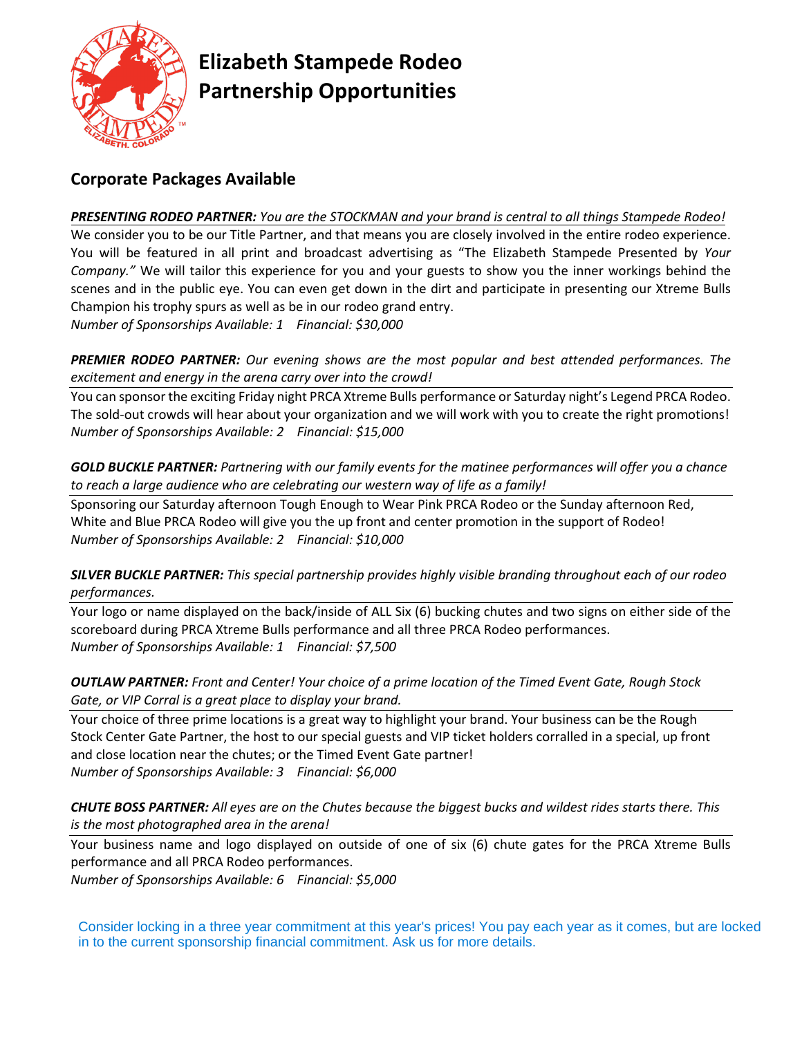# Elizabeth Stampede Rodeo
# Partnership Opportunities

## Corporate Packages Available

***PRESENTING RODEO PARTNER:*** *You are the STOCKMAN and your brand is central to all things Stampede Rodeo!*

We consider you to be our Title Partner, and that means you are closely involved in the entire rodeo experience. You will be featured in all print and broadcast advertising as "The Elizabeth Stampede Presented by *Your Company."* We will tailor this experience for you and your guests to show you the inner workings behind the scenes and in the public eye. You can even get down in the dirt and participate in presenting our Xtreme Bulls Champion his trophy spurs as well as be in our rodeo grand entry.

*Number of Sponsorships Available: 1    Financial: $30,000*

***PREMIER RODEO PARTNER:*** *Our evening shows are the most popular and best attended performances. The excitement and energy in the arena carry over into the crowd!*

You can sponsor the exciting Friday night PRCA Xtreme Bulls performance or Saturday night's Legend PRCA Rodeo. The sold-out crowds will hear about your organization and we will work with you to create the right promotions!

*Number of Sponsorships Available: 2    Financial: $15,000*

***GOLD BUCKLE PARTNER:*** *Partnering with our family events for the matinee performances will offer you a chance to reach a large audience who are celebrating our western way of life as a family!*

Sponsoring our Saturday afternoon Tough Enough to Wear Pink PRCA Rodeo or the Sunday afternoon Red, White and Blue PRCA Rodeo will give you the up front and center promotion in the support of Rodeo!

*Number of Sponsorships Available: 2    Financial: $10,000*

***SILVER BUCKLE PARTNER:*** *This special partnership provides highly visible branding throughout each of our rodeo performances.*

Your logo or name displayed on the back/inside of ALL Six (6) bucking chutes and two signs on either side of the scoreboard during PRCA Xtreme Bulls performance and all three PRCA Rodeo performances.

*Number of Sponsorships Available: 1    Financial: $7,500*

***OUTLAW PARTNER:*** *Front and Center! Your choice of a prime location of the Timed Event Gate, Rough Stock Gate, or VIP Corral is a great place to display your brand.*

Your choice of three prime locations is a great way to highlight your brand. Your business can be the Rough Stock Center Gate Partner, the host to our special guests and VIP ticket holders corralled in a special, up front and close location near the chutes; or the Timed Event Gate partner!

*Number of Sponsorships Available: 3    Financial: $6,000*

***CHUTE BOSS PARTNER:*** *All eyes are on the Chutes because the biggest bucks and wildest rides starts there. This is the most photographed area in the arena!*

Your business name and logo displayed on outside of one of six (6) chute gates for the PRCA Xtreme Bulls performance and all PRCA Rodeo performances.

*Number of Sponsorships Available: 6    Financial: $5,000*

Consider locking in a three year commitment at this year's prices! You pay each year as it comes, but are locked in to the current sponsorship financial commitment. Ask us for more details.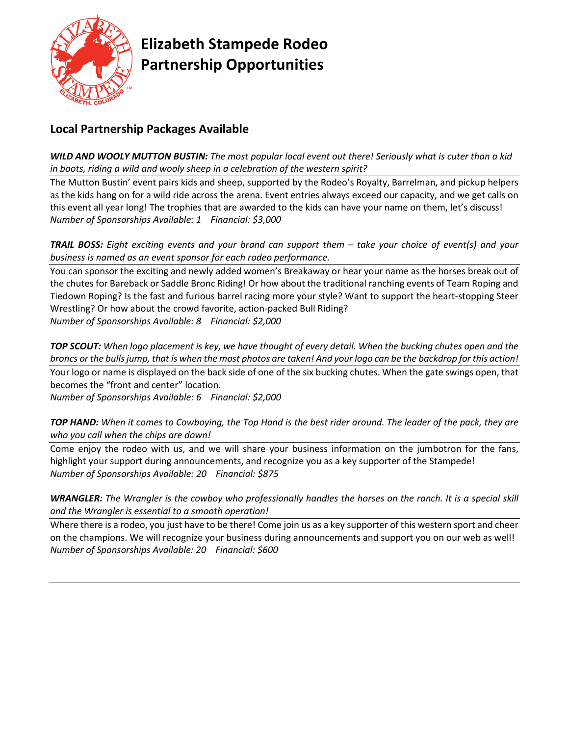# Elizabeth Stampede Rodeo Partnership Opportunities

## Local Partnership Packages Available

***WILD AND WOOLY MUTTON BUSTIN:*** *The most popular local event out there! Seriously what is cuter than a kid in boots, riding a wild and wooly sheep in a celebration of the western spirit?*

The Mutton Bustin' event pairs kids and sheep, supported by the Rodeo's Royalty, Barrelman, and pickup helpers as the kids hang on for a wild ride across the arena. Event entries always exceed our capacity, and we get calls on this event all year long! The trophies that are awarded to the kids can have your name on them, let's discuss!
*Number of Sponsorships Available: 1    Financial: $3,000*

***TRAIL BOSS:*** *Eight exciting events and your brand can support them – take your choice of event(s) and your business is named as an event sponsor for each rodeo performance.*

You can sponsor the exciting and newly added women's Breakaway or hear your name as the horses break out of the chutes for Bareback or Saddle Bronc Riding! Or how about the traditional ranching events of Team Roping and Tiedown Roping? Is the fast and furious barrel racing more your style? Want to support the heart-stopping Steer Wrestling? Or how about the crowd favorite, action-packed Bull Riding?
*Number of Sponsorships Available: 8    Financial: $2,000*

***TOP SCOUT:*** *When logo placement is key, we have thought of every detail. When the bucking chutes open and the broncs or the bulls jump, that is when the most photos are taken! And your logo can be the backdrop for this action!*

Your logo or name is displayed on the back side of one of the six bucking chutes. When the gate swings open, that becomes the "front and center" location.
*Number of Sponsorships Available: 6    Financial: $2,000*

***TOP HAND:*** *When it comes to Cowboying, the Top Hand is the best rider around. The leader of the pack, they are who you call when the chips are down!*

Come enjoy the rodeo with us, and we will share your business information on the jumbotron for the fans, highlight your support during announcements, and recognize you as a key supporter of the Stampede!
*Number of Sponsorships Available: 20    Financial: $875*

***WRANGLER:*** *The Wrangler is the cowboy who professionally handles the horses on the ranch. It is a special skill and the Wrangler is essential to a smooth operation!*

Where there is a rodeo, you just have to be there! Come join us as a key supporter of this western sport and cheer on the champions. We will recognize your business during announcements and support you on our web as well!
*Number of Sponsorships Available: 20    Financial: $600*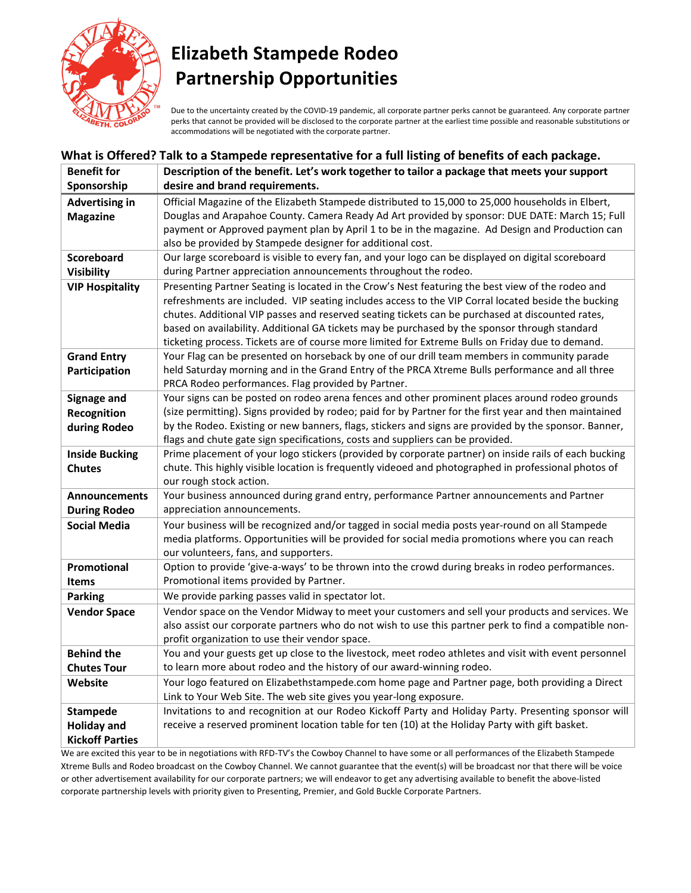# Elizabeth Stampede Rodeo Partnership Opportunities

Due to the uncertainty created by the COVID-19 pandemic, all corporate partner perks cannot be guaranteed. Any corporate partner perks that cannot be provided will be disclosed to the corporate partner at the earliest time possible and reasonable substitutions or accommodations will be negotiated with the corporate partner.

## What is Offered? Talk to a Stampede representative for a full listing of benefits of each package.

| Benefit for Sponsorship | Description of the benefit. Let's work together to tailor a package that meets your support desire and brand requirements. |
|---|---|
| **Advertising in Magazine** | Official Magazine of the Elizabeth Stampede distributed to 15,000 to 25,000 households in Elbert, Douglas and Arapahoe County. Camera Ready Ad Art provided by sponsor: DUE DATE: March 15; Full payment or Approved payment plan by April 1 to be in the magazine. Ad Design and Production can also be provided by Stampede designer for additional cost. |
| **Scoreboard Visibility** | Our large scoreboard is visible to every fan, and your logo can be displayed on digital scoreboard during Partner appreciation announcements throughout the rodeo. |
| **VIP Hospitality** | Presenting Partner Seating is located in the Crow's Nest featuring the best view of the rodeo and refreshments are included. VIP seating includes access to the VIP Corral located beside the bucking chutes. Additional VIP passes and reserved seating tickets can be purchased at discounted rates, based on availability. Additional GA tickets may be purchased by the sponsor through standard ticketing process. Tickets are of course more limited for Extreme Bulls on Friday due to demand. |
| **Grand Entry Participation** | Your Flag can be presented on horseback by one of our drill team members in community parade held Saturday morning and in the Grand Entry of the PRCA Xtreme Bulls performance and all three PRCA Rodeo performances. Flag provided by Partner. |
| **Signage and Recognition during Rodeo** | Your signs can be posted on rodeo arena fences and other prominent places around rodeo grounds (size permitting). Signs provided by rodeo; paid for by Partner for the first year and then maintained by the Rodeo. Existing or new banners, flags, stickers and signs are provided by the sponsor. Banner, flags and chute gate sign specifications, costs and suppliers can be provided. |
| **Inside Bucking Chutes** | Prime placement of your logo stickers (provided by corporate partner) on inside rails of each bucking chute. This highly visible location is frequently videoed and photographed in professional photos of our rough stock action. |
| **Announcements During Rodeo** | Your business announced during grand entry, performance Partner announcements and Partner appreciation announcements. |
| **Social Media** | Your business will be recognized and/or tagged in social media posts year-round on all Stampede media platforms. Opportunities will be provided for social media promotions where you can reach our volunteers, fans, and supporters. |
| **Promotional Items** | Option to provide 'give-a-ways' to be thrown into the crowd during breaks in rodeo performances. Promotional items provided by Partner. |
| **Parking** | We provide parking passes valid in spectator lot. |
| **Vendor Space** | Vendor space on the Vendor Midway to meet your customers and sell your products and services. We also assist our corporate partners who do not wish to use this partner perk to find a compatible non-profit organization to use their vendor space. |
| **Behind the Chutes Tour** | You and your guests get up close to the livestock, meet rodeo athletes and visit with event personnel to learn more about rodeo and the history of our award-winning rodeo. |
| **Website** | Your logo featured on Elizabethstampede.com home page and Partner page, both providing a Direct Link to Your Web Site. The web site gives you year-long exposure. |
| **Stampede Holiday and Kickoff Parties** | Invitations to and recognition at our Rodeo Kickoff Party and Holiday Party. Presenting sponsor will receive a reserved prominent location table for ten (10) at the Holiday Party with gift basket. |

We are excited this year to be in negotiations with RFD-TV's the Cowboy Channel to have some or all performances of the Elizabeth Stampede Xtreme Bulls and Rodeo broadcast on the Cowboy Channel. We cannot guarantee that the event(s) will be broadcast nor that there will be voice or other advertisement availability for our corporate partners; we will endeavor to get any advertising available to benefit the above-listed corporate partnership levels with priority given to Presenting, Premier, and Gold Buckle Corporate Partners.